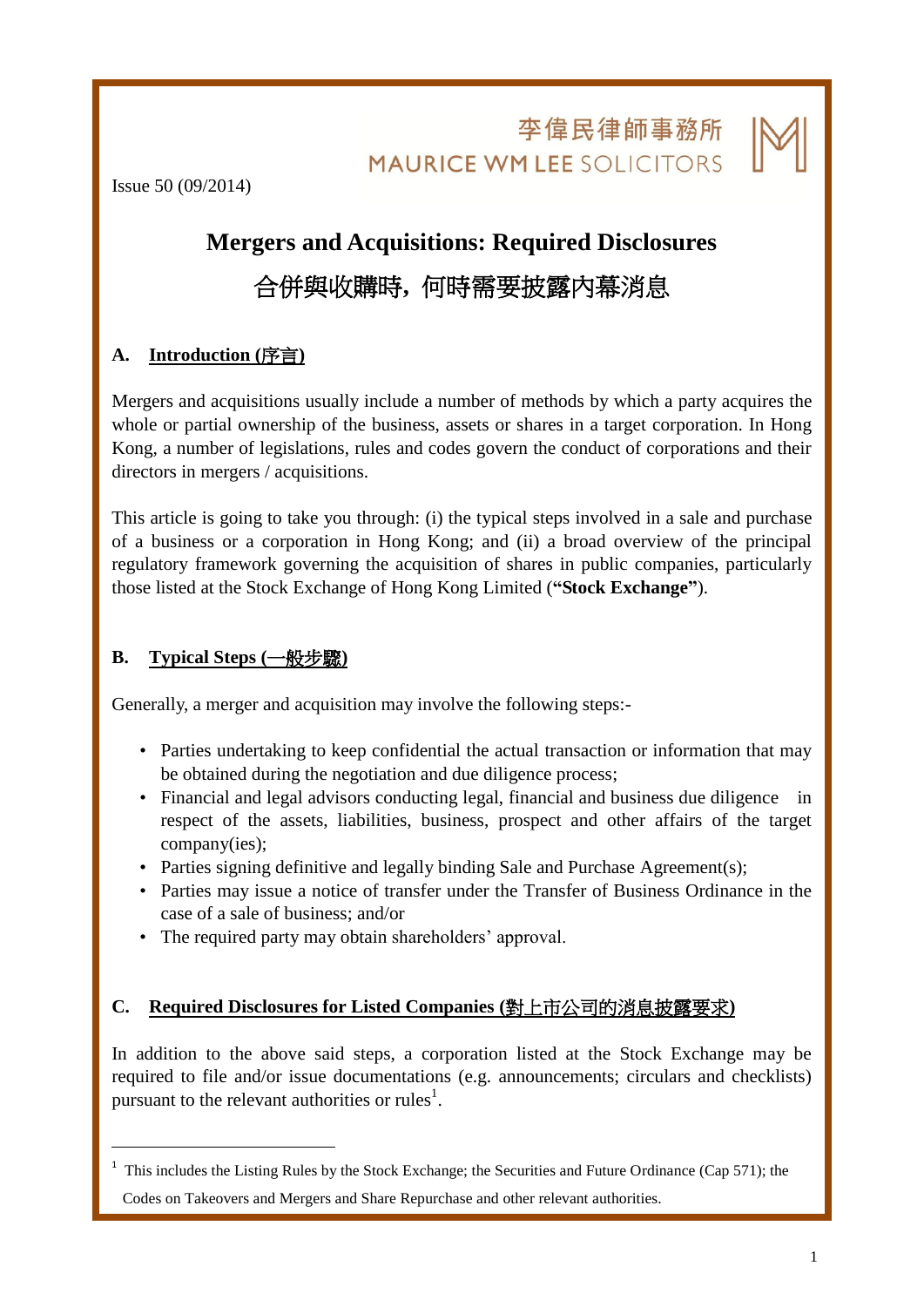李偉民律師事務所
MAURICE WM LEE SOLICITORS

Issue 50 (09/2014)

# Mergers and Acquisitions: Required Disclosures

# 合併與收購時，何時需要披露內幕消息

## A. Introduction (序言)

Mergers and acquisitions usually include a number of methods by which a party acquires the whole or partial ownership of the business, assets or shares in a target corporation. In Hong Kong, a number of legislations, rules and codes govern the conduct of corporations and their directors in mergers / acquisitions.

This article is going to take you through: (i) the typical steps involved in a sale and purchase of a business or a corporation in Hong Kong; and (ii) a broad overview of the principal regulatory framework governing the acquisition of shares in public companies, particularly those listed at the Stock Exchange of Hong Kong Limited (**"Stock Exchange"**).

## B. Typical Steps (一般步驟)

Generally, a merger and acquisition may involve the following steps:-

- Parties undertaking to keep confidential the actual transaction or information that may be obtained during the negotiation and due diligence process;
- Financial and legal advisors conducting legal, financial and business due diligence in respect of the assets, liabilities, business, prospect and other affairs of the target company(ies);
- Parties signing definitive and legally binding Sale and Purchase Agreement(s);
- Parties may issue a notice of transfer under the Transfer of Business Ordinance in the case of a sale of business; and/or
- The required party may obtain shareholders' approval.

## C. Required Disclosures for Listed Companies (對上市公司的消息披露要求)

In addition to the above said steps, a corporation listed at the Stock Exchange may be required to file and/or issue documentations (e.g. announcements; circulars and checklists) pursuant to the relevant authorities or rules[1].

---

[1] This includes the Listing Rules by the Stock Exchange; the Securities and Future Ordinance (Cap 571); the Codes on Takeovers and Mergers and Share Repurchase and other relevant authorities.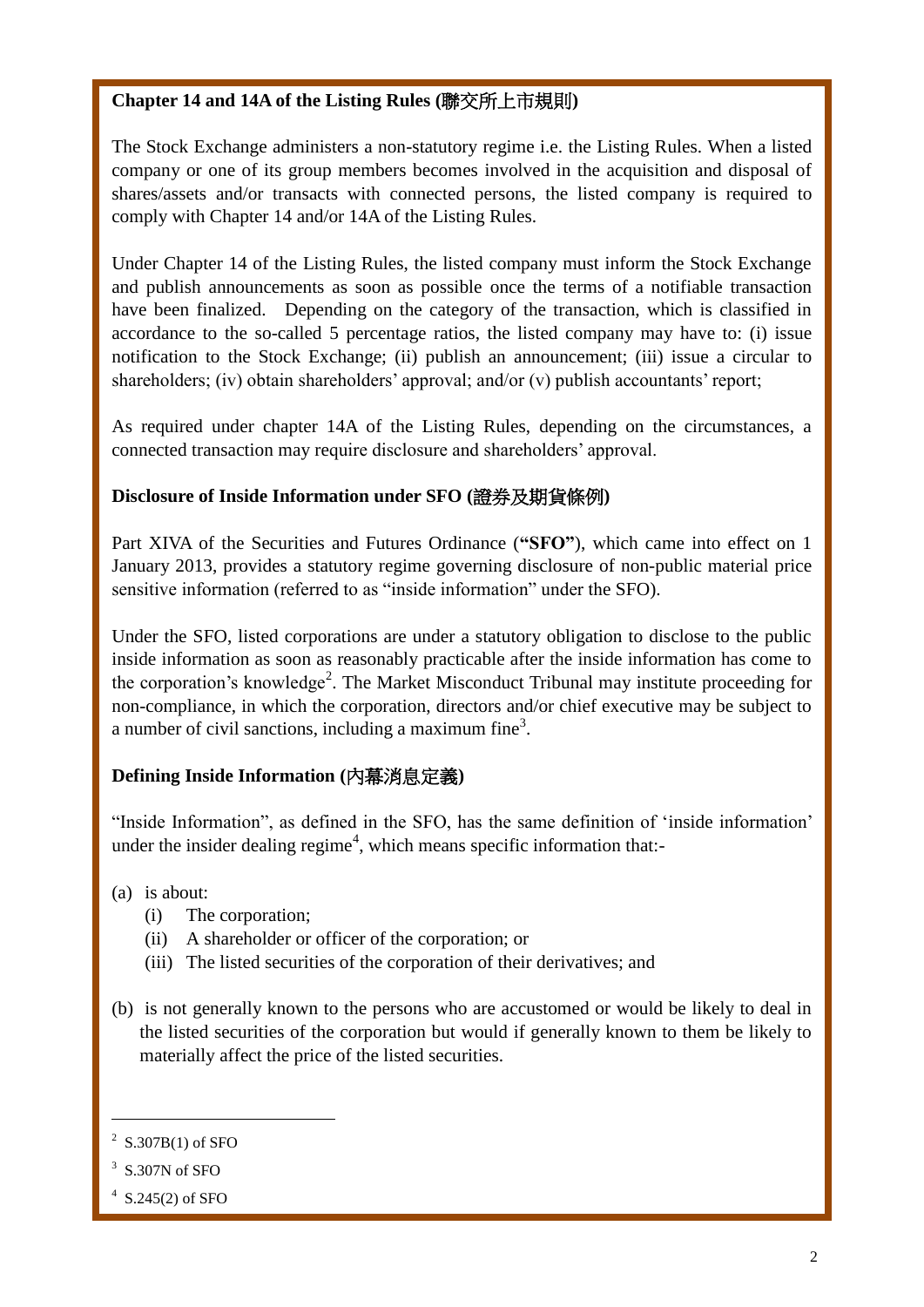**Chapter 14 and 14A of the Listing Rules (聯交所上市規則)**

The Stock Exchange administers a non-statutory regime i.e. the Listing Rules. When a listed company or one of its group members becomes involved in the acquisition and disposal of shares/assets and/or transacts with connected persons, the listed company is required to comply with Chapter 14 and/or 14A of the Listing Rules.

Under Chapter 14 of the Listing Rules, the listed company must inform the Stock Exchange and publish announcements as soon as possible once the terms of a notifiable transaction have been finalized. Depending on the category of the transaction, which is classified in accordance to the so-called 5 percentage ratios, the listed company may have to: (i) issue notification to the Stock Exchange; (ii) publish an announcement; (iii) issue a circular to shareholders; (iv) obtain shareholders' approval; and/or (v) publish accountants' report;

As required under chapter 14A of the Listing Rules, depending on the circumstances, a connected transaction may require disclosure and shareholders' approval.

**Disclosure of Inside Information under SFO (證券及期貨條例)**

Part XIVA of the Securities and Futures Ordinance (**"SFO"**), which came into effect on 1 January 2013, provides a statutory regime governing disclosure of non-public material price sensitive information (referred to as "inside information" under the SFO).

Under the SFO, listed corporations are under a statutory obligation to disclose to the public inside information as soon as reasonably practicable after the inside information has come to the corporation's knowledge[2]. The Market Misconduct Tribunal may institute proceeding for non-compliance, in which the corporation, directors and/or chief executive may be subject to a number of civil sanctions, including a maximum fine[3].

**Defining Inside Information (內幕消息定義)**

"Inside Information", as defined in the SFO, has the same definition of 'inside information' under the insider dealing regime[4], which means specific information that:-

(a) is about:
   (i) The corporation;
   (ii) A shareholder or officer of the corporation; or
   (iii) The listed securities of the corporation of their derivatives; and

(b) is not generally known to the persons who are accustomed or would be likely to deal in the listed securities of the corporation but would if generally known to them be likely to materially affect the price of the listed securities.

---

[2] S.307B(1) of SFO

[3] S.307N of SFO

[4] S.245(2) of SFO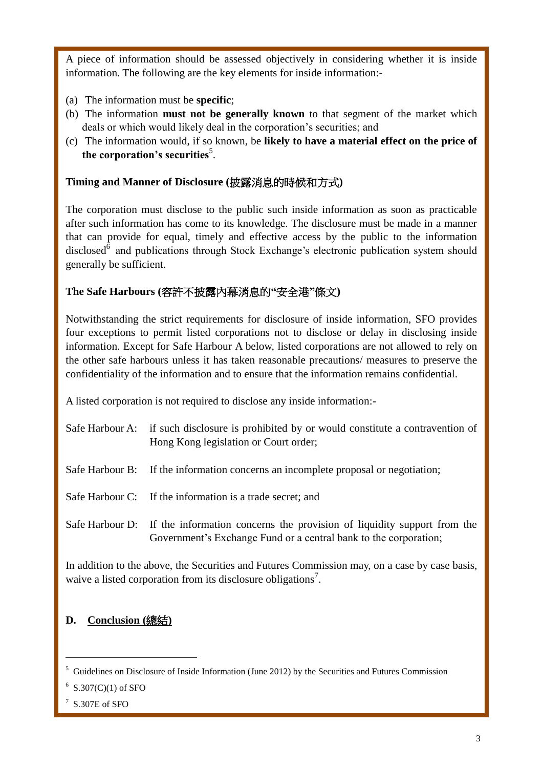A piece of information should be assessed objectively in considering whether it is inside information. The following are the key elements for inside information:-

(a) The information must be **specific**;
(b) The information **must not be generally known** to that segment of the market which deals or which would likely deal in the corporation's securities; and
(c) The information would, if so known, be **likely to have a material effect on the price of the corporation's securities**[5].

**Timing and Manner of Disclosure (披露消息的時候和方式)**

The corporation must disclose to the public such inside information as soon as practicable after such information has come to its knowledge. The disclosure must be made in a manner that can provide for equal, timely and effective access by the public to the information disclosed[6] and publications through Stock Exchange's electronic publication system should generally be sufficient.

**The Safe Harbours (容許不披露內幕消息的"安全港"條文)**

Notwithstanding the strict requirements for disclosure of inside information, SFO provides four exceptions to permit listed corporations not to disclose or delay in disclosing inside information. Except for Safe Harbour A below, listed corporations are not allowed to rely on the other safe harbours unless it has taken reasonable precautions/ measures to preserve the confidentiality of the information and to ensure that the information remains confidential.

A listed corporation is not required to disclose any inside information:-

Safe Harbour A: if such disclosure is prohibited by or would constitute a contravention of Hong Kong legislation or Court order;

Safe Harbour B: If the information concerns an incomplete proposal or negotiation;

Safe Harbour C: If the information is a trade secret; and

Safe Harbour D: If the information concerns the provision of liquidity support from the Government's Exchange Fund or a central bank to the corporation;

In addition to the above, the Securities and Futures Commission may, on a case by case basis, waive a listed corporation from its disclosure obligations[7].

## D. Conclusion (總結)

---

[5] Guidelines on Disclosure of Inside Information (June 2012) by the Securities and Futures Commission

[6] S.307(C)(1) of SFO

[7] S.307E of SFO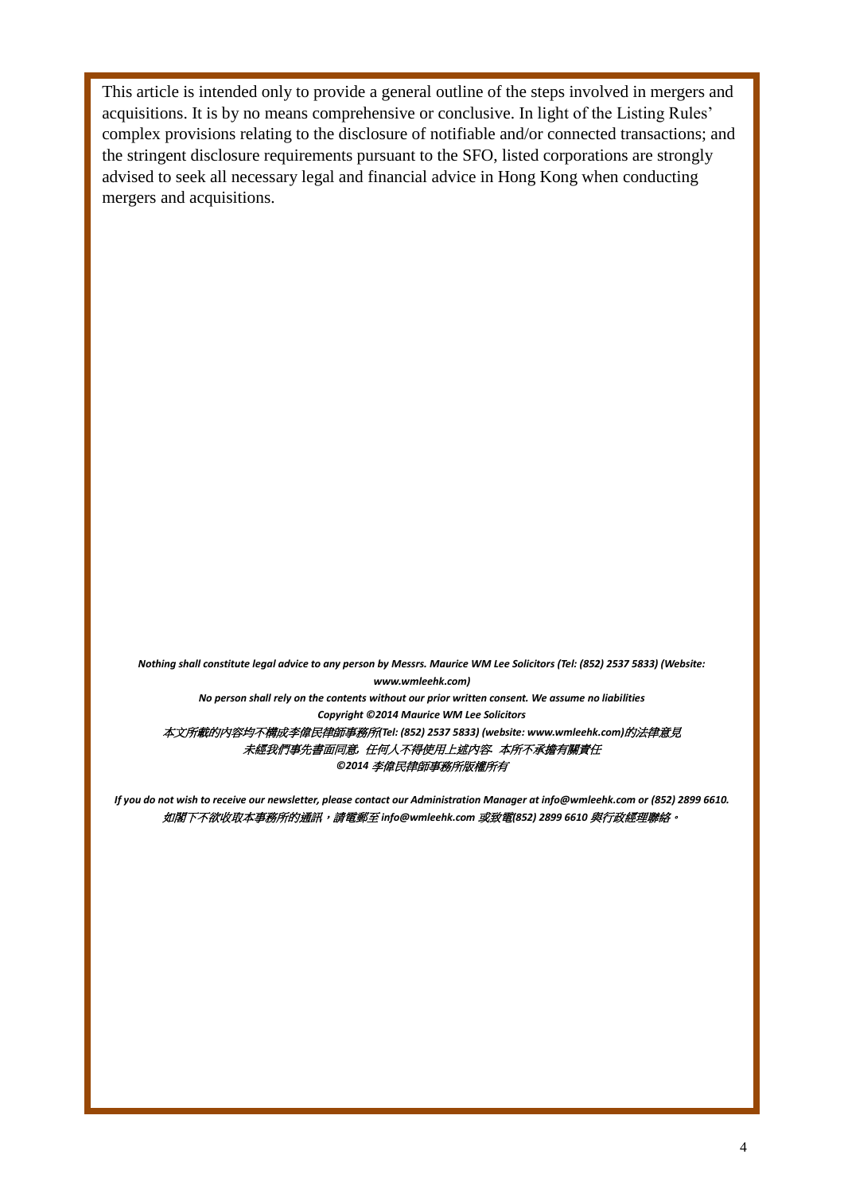This article is intended only to provide a general outline of the steps involved in mergers and acquisitions. It is by no means comprehensive or conclusive. In light of the Listing Rules' complex provisions relating to the disclosure of notifiable and/or connected transactions; and the stringent disclosure requirements pursuant to the SFO, listed corporations are strongly advised to seek all necessary legal and financial advice in Hong Kong when conducting mergers and acquisitions.

***Nothing shall constitute legal advice to any person by Messrs. Maurice WM Lee Solicitors (Tel: (852) 2537 5833) (Website: www.wmleehk.com)***
***No person shall rely on the contents without our prior written consent. We assume no liabilities***
***Copyright ©2014 Maurice WM Lee Solicitors***
***本文所載的內容均不構成李偉民律師事務所(Tel: (852) 2537 5833) (website: www.wmleehk.com)的法律意見***
***未經我們事先書面同意, 任何人不得使用上述內容. 本所不承擔有關責任***
***©2014 李偉民律師事務所版權所有***

***If you do not wish to receive our newsletter, please contact our Administration Manager at info@wmleehk.com or (852) 2899 6610.***
***如閣下不欲收取本事務所的通訊，請電郵至 info@wmleehk.com 或致電(852) 2899 6610 與行政經理聯絡。***